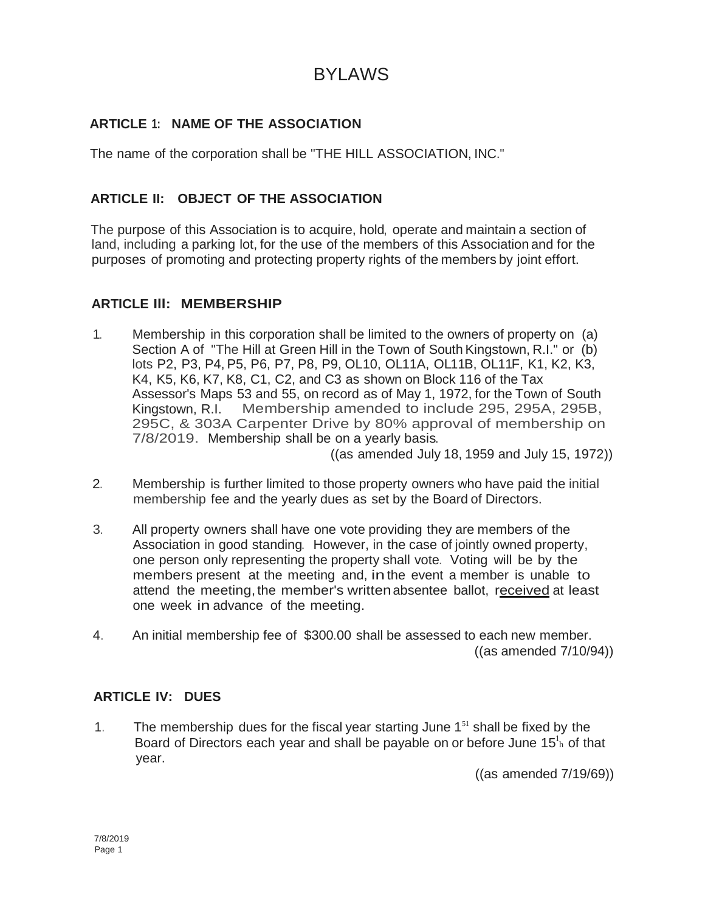# BYLAWS

## ARTICLE 1: NAME OF THE ASSOCIATION

The name of the corporation shall be "THE HILL ASSOCIATION, INC."

## ARTICLE II: OBJECT OF THE ASSOCIATION

The purpose of this Association is to acquire, hold, operate and maintain a section of land, including a parking lot, for the use of the members of this Association and for the purposes of promoting and protecting property rights of the members by joint effort.

## ARTICLE III: MEMBERSHIP

1. Membership in this corporation shall be limited to the owners of property on (a) Section A of "The Hill at Green Hill in the Town of South Kingstown, R.I." or (b) lots P2, P3, P4, P5, P6, P7, P8, P9, OL10, OL11A, OL11B, OL11F, K1, K2, K3, K4, K5, K6, K7, K8, C1, C2, and C3 as shown on Block 116 of the Tax Assessor's Maps 53 and 55, on record as of May 1, 1972, for the Town of South Kingstown, R.I. Membership amended to include 295, 295A, 295B, 295C, & 303A Carpenter Drive by 80% approval of membership on 7/8/2019. Membership shall be on a yearly basis.

   ((as amended July 18, 1959 and July 15, 1972))

2. Membership is further limited to those property owners who have paid the initial membership fee and the yearly dues as set by the Board of Directors.

3. All property owners shall have one vote providing they are members of the Association in good standing. However, in the case of jointly owned property, one person only representing the property shall vote. Voting will be by the members present at the meeting and, in the event a member is unable to attend the meeting, the member's written absentee ballot, <u>received</u> at least one week in advance of the meeting.

4. An initial membership fee of $300.00 shall be assessed to each new member.

   ((as amended 7/10/94))

## ARTICLE IV: DUES

1. The membership dues for the fiscal year starting June 1st shall be fixed by the Board of Directors each year and shall be payable on or before June 15th of that year.

   ((as amended 7/19/69))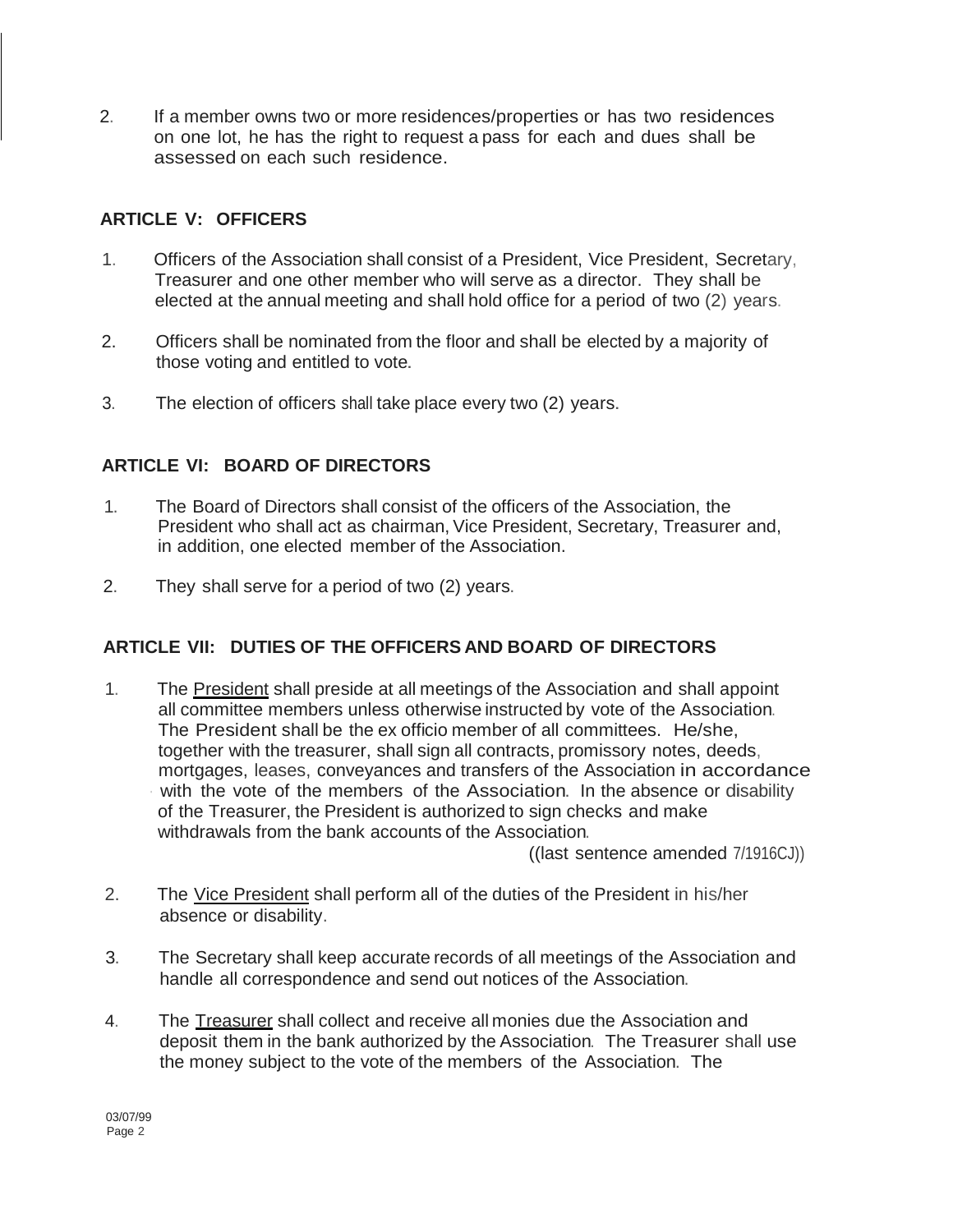2. If a member owns two or more residences/properties or has two residences on one lot, he has the right to request a pass for each and dues shall be assessed on each such residence.

## ARTICLE V: OFFICERS

1. Officers of the Association shall consist of a President, Vice President, Secretary, Treasurer and one other member who will serve as a director. They shall be elected at the annual meeting and shall hold office for a period of two (2) years.

2. Officers shall be nominated from the floor and shall be elected by a majority of those voting and entitled to vote.

3. The election of officers shall take place every two (2) years.

## ARTICLE VI: BOARD OF DIRECTORS

1. The Board of Directors shall consist of the officers of the Association, the President who shall act as chairman, Vice President, Secretary, Treasurer and, in addition, one elected member of the Association.

2. They shall serve for a period of two (2) years.

## ARTICLE VII: DUTIES OF THE OFFICERS AND BOARD OF DIRECTORS

1. The President shall preside at all meetings of the Association and shall appoint all committee members unless otherwise instructed by vote of the Association. The President shall be the ex officio member of all committees. He/she, together with the treasurer, shall sign all contracts, promissory notes, deeds, mortgages, leases, conveyances and transfers of the Association in accordance with the vote of the members of the Association. In the absence or disability of the Treasurer, the President is authorized to sign checks and make withdrawals from the bank accounts of the Association.

   ((last sentence amended 7/1916CJ))

2. The Vice President shall perform all of the duties of the President in his/her absence or disability.

3. The Secretary shall keep accurate records of all meetings of the Association and handle all correspondence and send out notices of the Association.

4. The Treasurer shall collect and receive all monies due the Association and deposit them in the bank authorized by the Association. The Treasurer shall use the money subject to the vote of the members of the Association. The

03/07/99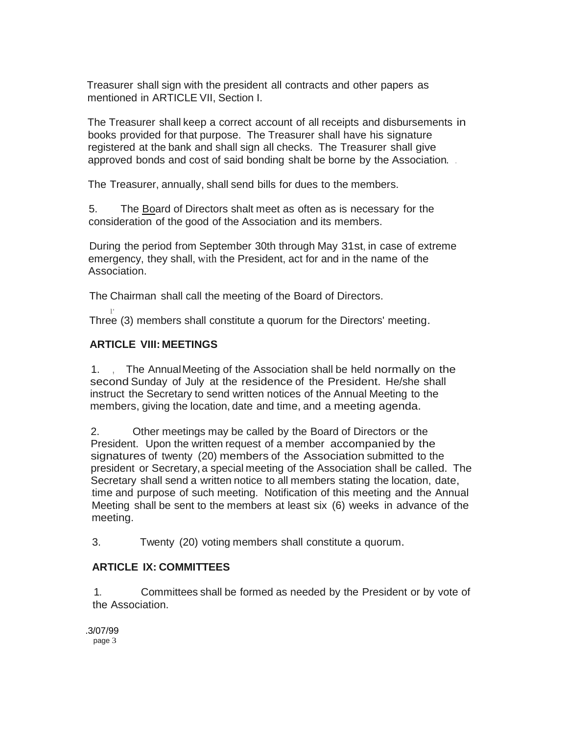Treasurer shall sign with the president all contracts and other papers as mentioned in ARTICLE VII, Section I.

The Treasurer shall keep a correct account of all receipts and disbursements in books provided for that purpose. The Treasurer shall have his signature registered at the bank and shall sign all checks. The Treasurer shall give approved bonds and cost of said bonding shalt be borne by the Association.

The Treasurer, annually, shall send bills for dues to the members.

5. The Board of Directors shalt meet as often as is necessary for the consideration of the good of the Association and its members.

During the period from September 30th through May 31st, in case of extreme emergency, they shall, with the President, act for and in the name of the Association.

The Chairman shall call the meeting of the Board of Directors.

Three (3) members shall constitute a quorum for the Directors' meeting.

## ARTICLE VIII: MEETINGS

1. The Annual Meeting of the Association shall be held normally on the second Sunday of July at the residence of the President. He/she shall instruct the Secretary to send written notices of the Annual Meeting to the members, giving the location, date and time, and a meeting agenda.

2. Other meetings may be called by the Board of Directors or the President. Upon the written request of a member accompanied by the signatures of twenty (20) members of the Association submitted to the president or Secretary, a special meeting of the Association shall be called. The Secretary shall send a written notice to all members stating the location, date, time and purpose of such meeting. Notification of this meeting and the Annual Meeting shall be sent to the members at least six (6) weeks in advance of the meeting.

3. Twenty (20) voting members shall constitute a quorum.

## ARTICLE IX: COMMITTEES

1. Committees shall be formed as needed by the President or by vote of the Association.

.3/07/99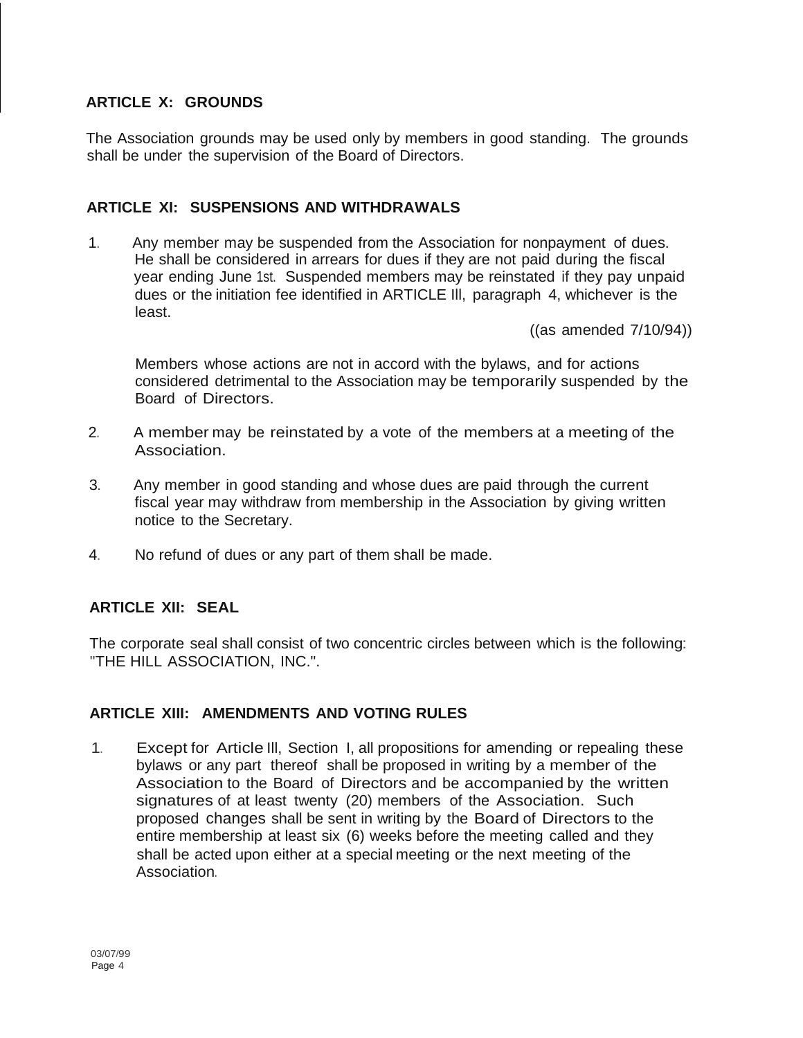## ARTICLE X: GROUNDS

The Association grounds may be used only by members in good standing. The grounds shall be under the supervision of the Board of Directors.

## ARTICLE XI: SUSPENSIONS AND WITHDRAWALS

1. Any member may be suspended from the Association for nonpayment of dues. He shall be considered in arrears for dues if they are not paid during the fiscal year ending June 1st. Suspended members may be reinstated if they pay unpaid dues or the initiation fee identified in ARTICLE Ill, paragraph 4, whichever is the least.

   ((as amended 7/10/94))

   Members whose actions are not in accord with the bylaws, and for actions considered detrimental to the Association may be temporarily suspended by the Board of Directors.

2. A member may be reinstated by a vote of the members at a meeting of the Association.

3. Any member in good standing and whose dues are paid through the current fiscal year may withdraw from membership in the Association by giving written notice to the Secretary.

4. No refund of dues or any part of them shall be made.

## ARTICLE XII: SEAL

The corporate seal shall consist of two concentric circles between which is the following: "THE HILL ASSOCIATION, INC.".

## ARTICLE XIII: AMENDMENTS AND VOTING RULES

1. Except for Article Ill, Section I, all propositions for amending or repealing these bylaws or any part thereof shall be proposed in writing by a member of the Association to the Board of Directors and be accompanied by the written signatures of at least twenty (20) members of the Association. Such proposed changes shall be sent in writing by the Board of Directors to the entire membership at least six (6) weeks before the meeting called and they shall be acted upon either at a special meeting or the next meeting of the Association.

03/07/99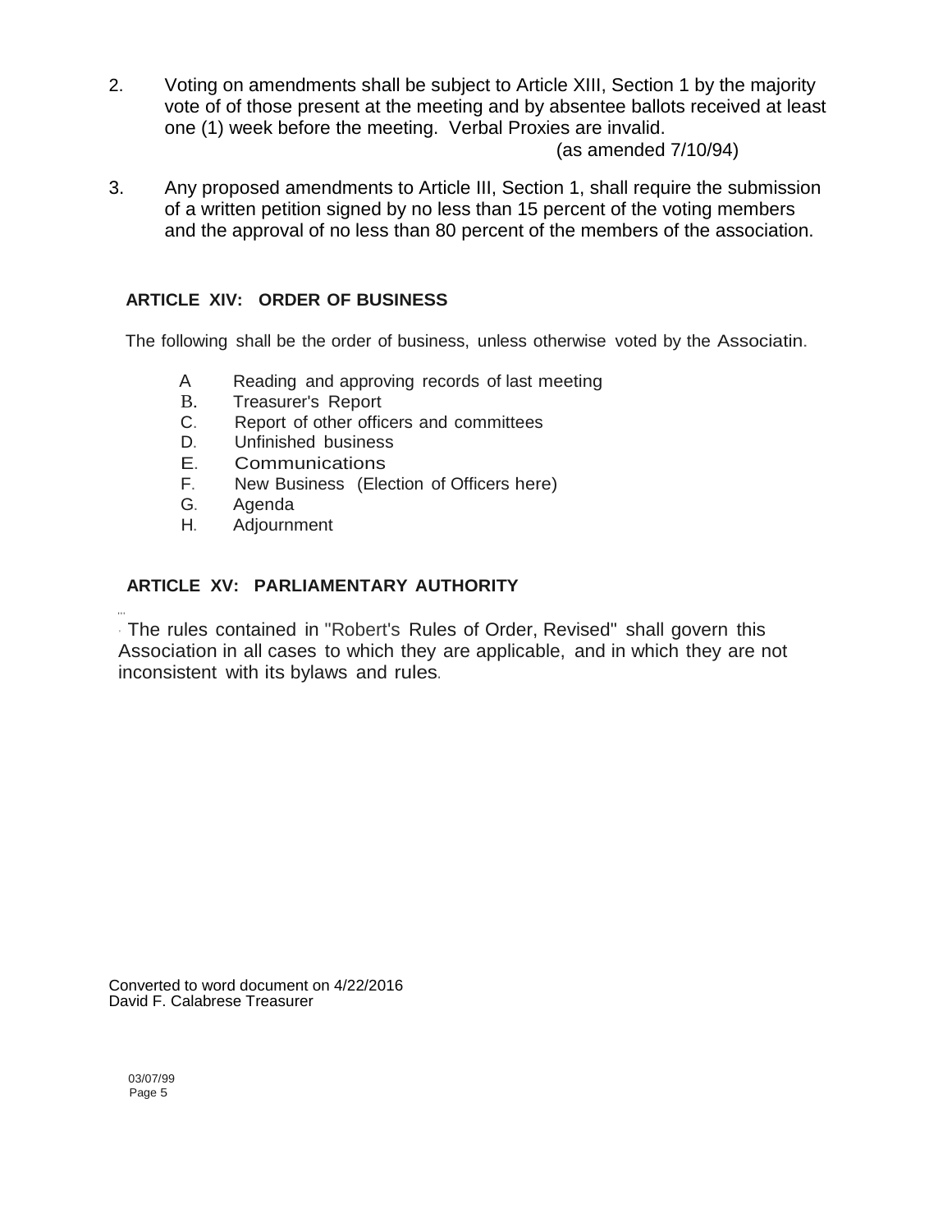2. Voting on amendments shall be subject to Article XIII, Section 1 by the majority vote of of those present at the meeting and by absentee ballots received at least one (1) week before the meeting. Verbal Proxies are invalid.
   (as amended 7/10/94)

3. Any proposed amendments to Article III, Section 1, shall require the submission of a written petition signed by no less than 15 percent of the voting members and the approval of no less than 80 percent of the members of the association.

## ARTICLE XIV: ORDER OF BUSINESS

The following shall be the order of business, unless otherwise voted by the Associatin.

- A Reading and approving records of last meeting
- B. Treasurer's Report
- C. Report of other officers and committees
- D. Unfinished business
- E. Communications
- F. New Business (Election of Officers here)
- G. Agenda
- H. Adjournment

## ARTICLE XV: PARLIAMENTARY AUTHORITY

The rules contained in "Robert's Rules of Order, Revised" shall govern this Association in all cases to which they are applicable, and in which they are not inconsistent with its bylaws and rules.

Converted to word document on 4/22/2016
David F. Calabrese Treasurer

03/07/99